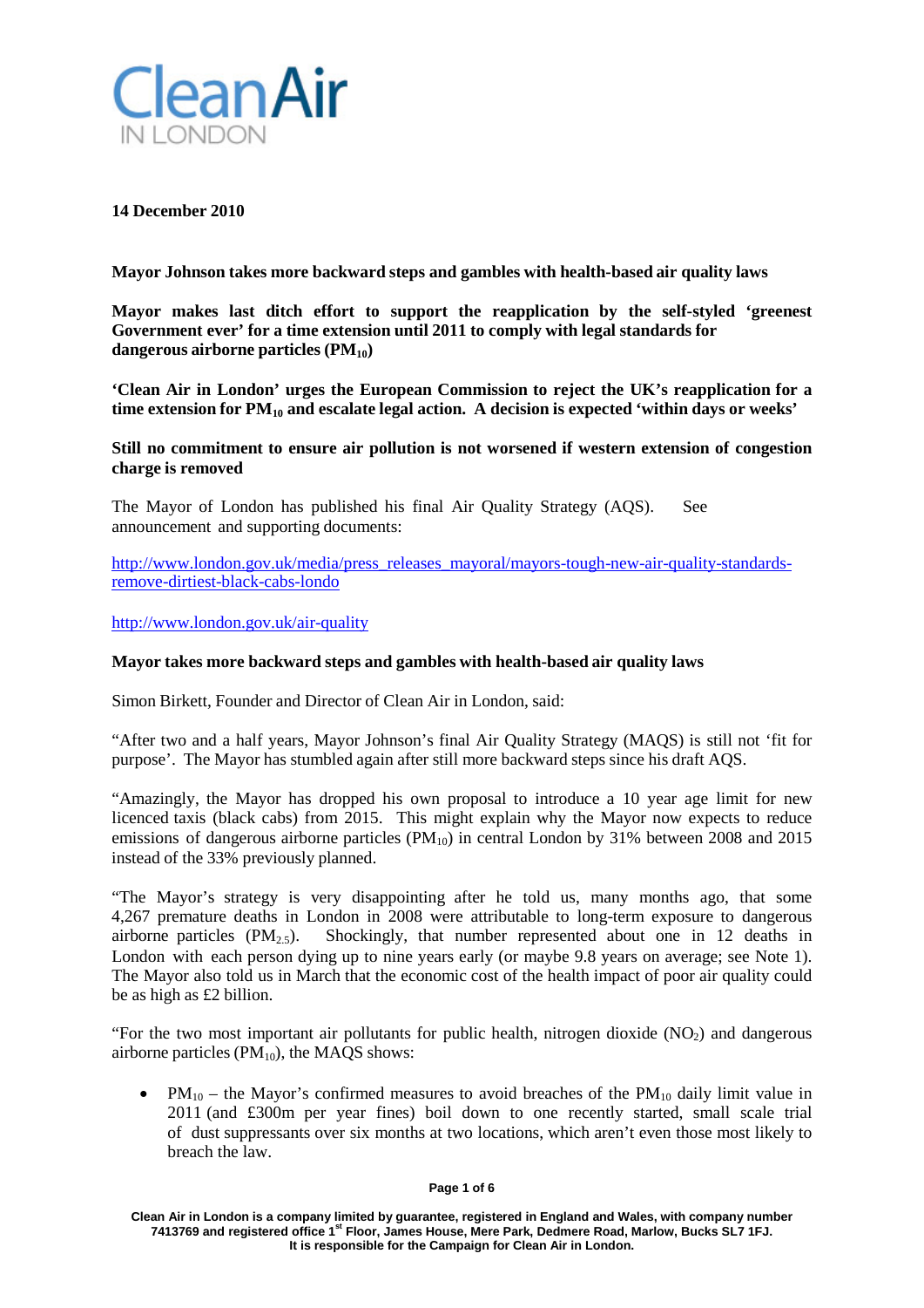**14 December 2010**

**Mayor Johnson takes more backward steps and gambles with health-based air quality laws**

**Mayor makes last ditch effort to support the reapplication by the self-styled 'greenest Government ever' for a time extension until 2011 to comply with legal standards for dangerous airborne particles ($PM_{10}$)**

**'Clean Air in London' urges the European Commission to reject the UK's reapplication for a time extension for $PM_{10}$ and escalate legal action. A decision is expected 'within days or weeks'**

**Still no commitment to ensure air pollution is not worsened if western extension of congestion charge is removed**

The Mayor of London has published his final Air Quality Strategy (AQS). See announcement and supporting documents:

http://www.london.gov.uk/media/press_releases_mayoral/mayors-tough-new-air-quality-standards-remove-dirtiest-black-cabs-londo

http://www.london.gov.uk/air-quality

**Mayor takes more backward steps and gambles with health-based air quality laws**

Simon Birkett, Founder and Director of Clean Air in London, said:

"After two and a half years, Mayor Johnson's final Air Quality Strategy (MAQS) is still not 'fit for purpose'. The Mayor has stumbled again after still more backward steps since his draft AQS.

"Amazingly, the Mayor has dropped his own proposal to introduce a 10 year age limit for new licenced taxis (black cabs) from 2015. This might explain why the Mayor now expects to reduce emissions of dangerous airborne particles ($PM_{10}$) in central London by 31% between 2008 and 2015 instead of the 33% previously planned.

"The Mayor's strategy is very disappointing after he told us, many months ago, that some 4,267 premature deaths in London in 2008 were attributable to long-term exposure to dangerous airborne particles ($PM_{2.5}$). Shockingly, that number represented about one in 12 deaths in London with each person dying up to nine years early (or maybe 9.8 years on average; see Note 1). The Mayor also told us in March that the economic cost of the health impact of poor air quality could be as high as £2 billion.

"For the two most important air pollutants for public health, nitrogen dioxide ($NO_2$) and dangerous airborne particles ($PM_{10}$), the MAQS shows:

- $PM_{10}$ – the Mayor's confirmed measures to avoid breaches of the $PM_{10}$ daily limit value in 2011 (and £300m per year fines) boil down to one recently started, small scale trial of dust suppressants over six months at two locations, which aren't even those most likely to breach the law.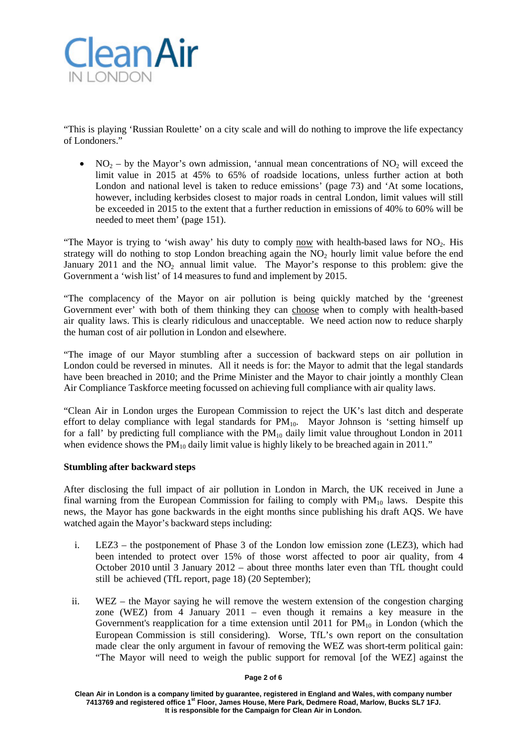"This is playing 'Russian Roulette' on a city scale and will do nothing to improve the life expectancy of Londoners."

- $NO_2$ – by the Mayor's own admission, 'annual mean concentrations of $NO_2$ will exceed the limit value in 2015 at 45% to 65% of roadside locations, unless further action at both London and national level is taken to reduce emissions' (page 73) and 'At some locations, however, including kerbsides closest to major roads in central London, limit values will still be exceeded in 2015 to the extent that a further reduction in emissions of 40% to 60% will be needed to meet them' (page 151).

"The Mayor is trying to 'wish away' his duty to comply now with health-based laws for $NO_2$. His strategy will do nothing to stop London breaching again the $NO_2$ hourly limit value before the end January 2011 and the $NO_2$ annual limit value. The Mayor's response to this problem: give the Government a 'wish list' of 14 measures to fund and implement by 2015.

"The complacency of the Mayor on air pollution is being quickly matched by the 'greenest Government ever' with both of them thinking they can choose when to comply with health-based air quality laws. This is clearly ridiculous and unacceptable. We need action now to reduce sharply the human cost of air pollution in London and elsewhere.

"The image of our Mayor stumbling after a succession of backward steps on air pollution in London could be reversed in minutes. All it needs is for: the Mayor to admit that the legal standards have been breached in 2010; and the Prime Minister and the Mayor to chair jointly a monthly Clean Air Compliance Taskforce meeting focussed on achieving full compliance with air quality laws.

"Clean Air in London urges the European Commission to reject the UK's last ditch and desperate effort to delay compliance with legal standards for $PM_{10}$. Mayor Johnson is 'setting himself up for a fall' by predicting full compliance with the $PM_{10}$ daily limit value throughout London in 2011 when evidence shows the $PM_{10}$ daily limit value is highly likely to be breached again in 2011."

**Stumbling after backward steps**

After disclosing the full impact of air pollution in London in March, the UK received in June a final warning from the European Commission for failing to comply with $PM_{10}$ laws. Despite this news, the Mayor has gone backwards in the eight months since publishing his draft AQS. We have watched again the Mayor's backward steps including:

i. LEZ3 – the postponement of Phase 3 of the London low emission zone (LEZ3), which had been intended to protect over 15% of those worst affected to poor air quality, from 4 October 2010 until 3 January 2012 – about three months later even than TfL thought could still be achieved (TfL report, page 18) (20 September);

ii. WEZ – the Mayor saying he will remove the western extension of the congestion charging zone (WEZ) from 4 January 2011 – even though it remains a key measure in the Government's reapplication for a time extension until 2011 for $PM_{10}$ in London (which the European Commission is still considering). Worse, TfL's own report on the consultation made clear the only argument in favour of removing the WEZ was short-term political gain: "The Mayor will need to weigh the public support for removal [of the WEZ] against the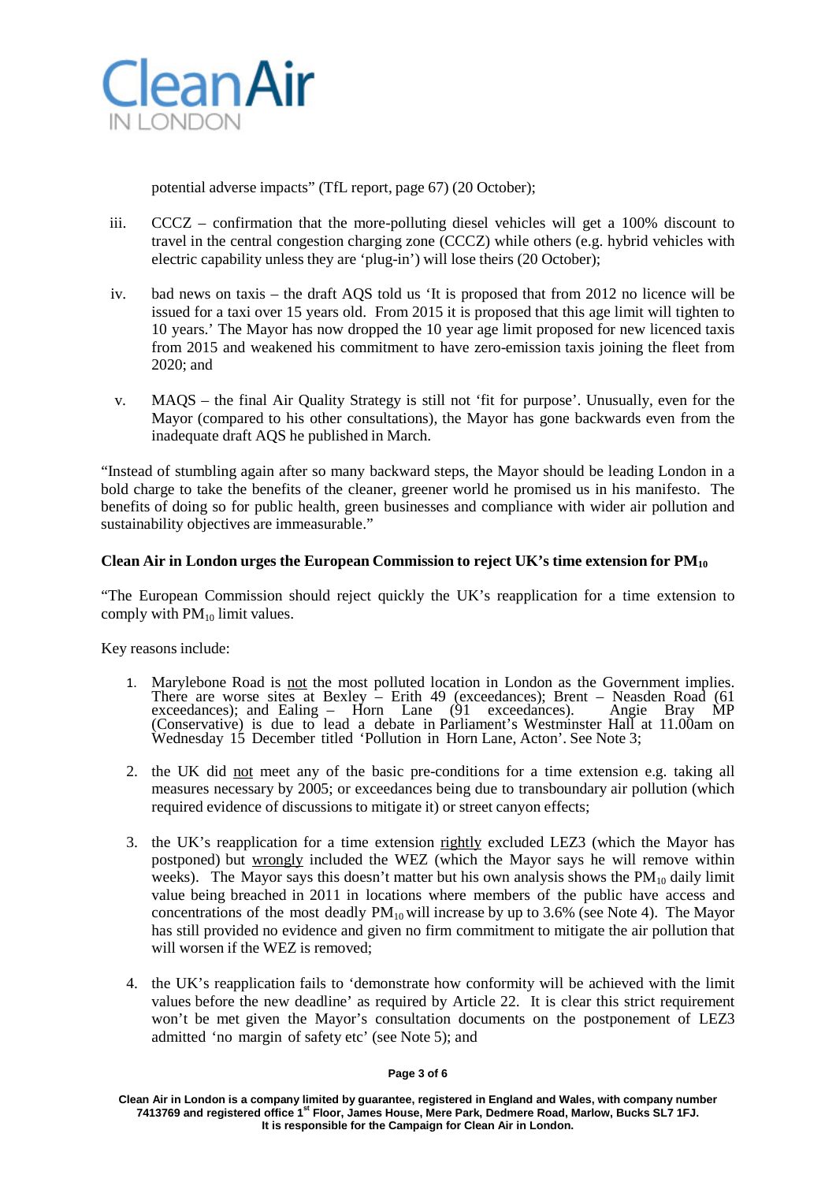potential adverse impacts" (TfL report, page 67) (20 October);

iii. CCCZ – confirmation that the more-polluting diesel vehicles will get a 100% discount to travel in the central congestion charging zone (CCCZ) while others (e.g. hybrid vehicles with electric capability unless they are 'plug-in') will lose theirs (20 October);

iv. bad news on taxis – the draft AQS told us 'It is proposed that from 2012 no licence will be issued for a taxi over 15 years old. From 2015 it is proposed that this age limit will tighten to 10 years.' The Mayor has now dropped the 10 year age limit proposed for new licenced taxis from 2015 and weakened his commitment to have zero-emission taxis joining the fleet from 2020; and

v. MAQS – the final Air Quality Strategy is still not 'fit for purpose'. Unusually, even for the Mayor (compared to his other consultations), the Mayor has gone backwards even from the inadequate draft AQS he published in March.

"Instead of stumbling again after so many backward steps, the Mayor should be leading London in a bold charge to take the benefits of the cleaner, greener world he promised us in his manifesto. The benefits of doing so for public health, green businesses and compliance with wider air pollution and sustainability objectives are immeasurable."

**Clean Air in London urges the European Commission to reject UK's time extension for $PM_{10}$**

"The European Commission should reject quickly the UK's reapplication for a time extension to comply with $PM_{10}$ limit values.

Key reasons include:

1. Marylebone Road is not the most polluted location in London as the Government implies. There are worse sites at Bexley – Erith 49 (exceedances); Brent – Neasden Road (61 exceedances); and Ealing – Horn Lane (91 exceedances). Angie Bray MP (Conservative) is due to lead a debate in Parliament's Westminster Hall at 11.00am on Wednesday 15 December titled 'Pollution in Horn Lane, Acton'. See Note 3;

2. the UK did not meet any of the basic pre-conditions for a time extension e.g. taking all measures necessary by 2005; or exceedances being due to transboundary air pollution (which required evidence of discussions to mitigate it) or street canyon effects;

3. the UK's reapplication for a time extension rightly excluded LEZ3 (which the Mayor has postponed) but wrongly included the WEZ (which the Mayor says he will remove within weeks). The Mayor says this doesn't matter but his own analysis shows the $PM_{10}$ daily limit value being breached in 2011 in locations where members of the public have access and concentrations of the most deadly $PM_{10}$ will increase by up to 3.6% (see Note 4). The Mayor has still provided no evidence and given no firm commitment to mitigate the air pollution that will worsen if the WEZ is removed;

4. the UK's reapplication fails to 'demonstrate how conformity will be achieved with the limit values before the new deadline' as required by Article 22. It is clear this strict requirement won't be met given the Mayor's consultation documents on the postponement of LEZ3 admitted 'no margin of safety etc' (see Note 5); and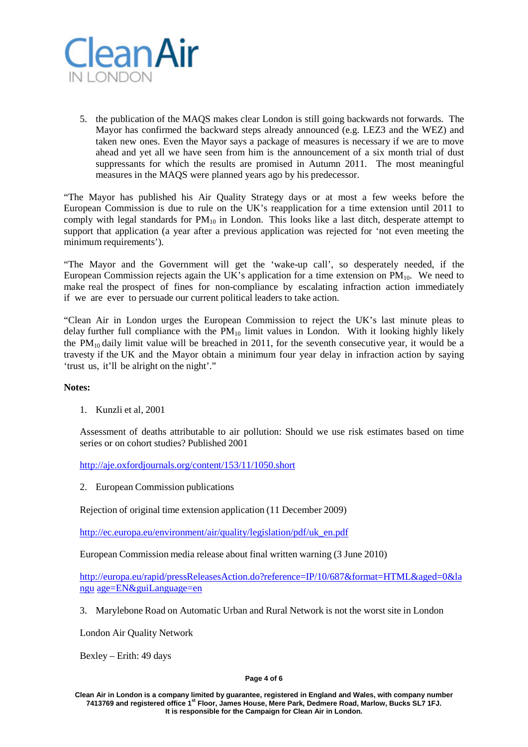5. the publication of the MAQS makes clear London is still going backwards not forwards. The Mayor has confirmed the backward steps already announced (e.g. LEZ3 and the WEZ) and taken new ones. Even the Mayor says a package of measures is necessary if we are to move ahead and yet all we have seen from him is the announcement of a six month trial of dust suppressants for which the results are promised in Autumn 2011. The most meaningful measures in the MAQS were planned years ago by his predecessor.

"The Mayor has published his Air Quality Strategy days or at most a few weeks before the European Commission is due to rule on the UK's reapplication for a time extension until 2011 to comply with legal standards for $PM_{10}$ in London. This looks like a last ditch, desperate attempt to support that application (a year after a previous application was rejected for 'not even meeting the minimum requirements').

"The Mayor and the Government will get the 'wake-up call', so desperately needed, if the European Commission rejects again the UK's application for a time extension on $PM_{10}$. We need to make real the prospect of fines for non-compliance by escalating infraction action immediately if we are ever to persuade our current political leaders to take action.

"Clean Air in London urges the European Commission to reject the UK's last minute pleas to delay further full compliance with the $PM_{10}$ limit values in London. With it looking highly likely the $PM_{10}$ daily limit value will be breached in 2011, for the seventh consecutive year, it would be a travesty if the UK and the Mayor obtain a minimum four year delay in infraction action by saying 'trust us, it'll be alright on the night'."

**Notes:**

1. Kunzli et al, 2001

Assessment of deaths attributable to air pollution: Should we use risk estimates based on time series or on cohort studies? Published 2001

http://aje.oxfordjournals.org/content/153/11/1050.short

2. European Commission publications

Rejection of original time extension application (11 December 2009)

http://ec.europa.eu/environment/air/quality/legislation/pdf/uk_en.pdf

European Commission media release about final written warning (3 June 2010)

http://europa.eu/rapid/pressReleasesAction.do?reference=IP/10/687&format=HTML&aged=0&langu age=EN&guiLanguage=en

3. Marylebone Road on Automatic Urban and Rural Network is not the worst site in London

London Air Quality Network

Bexley – Erith: 49 days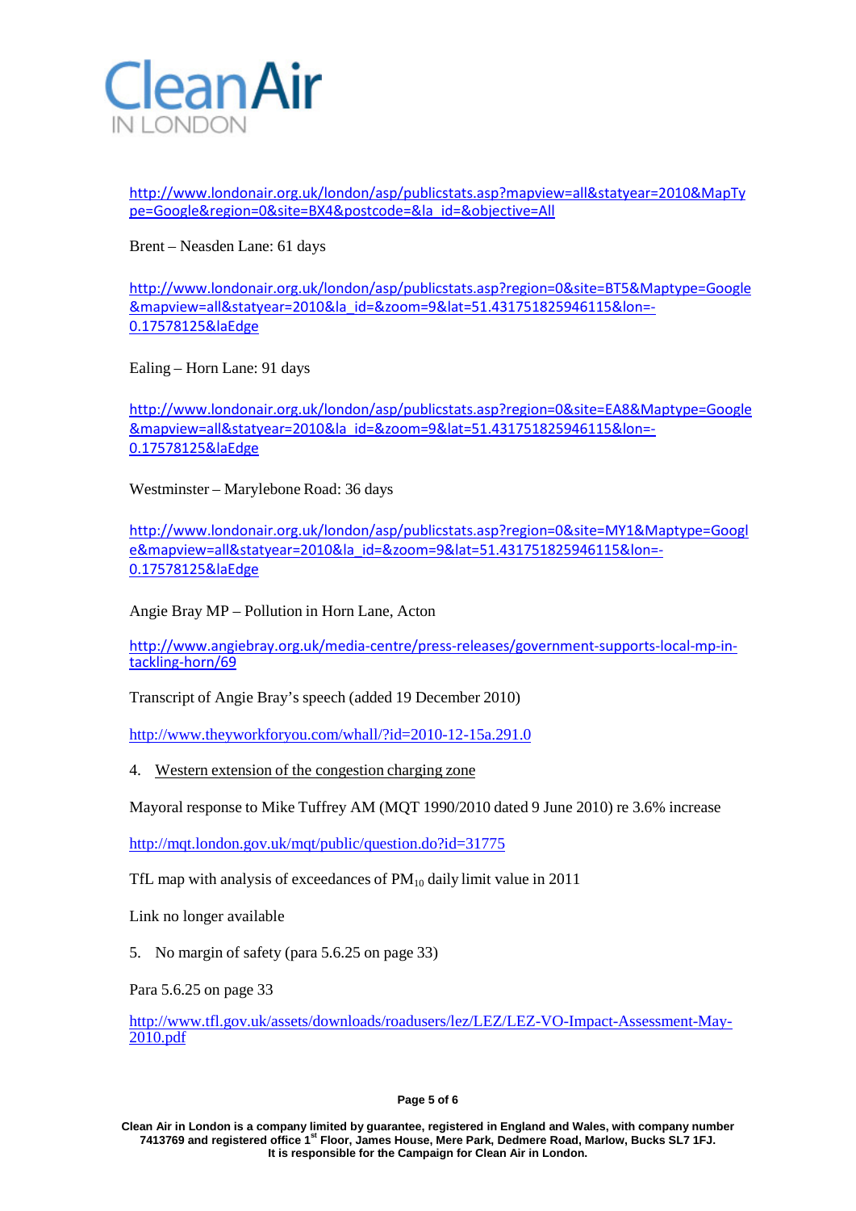http://www.londonair.org.uk/london/asp/publicstats.asp?mapview=all&statyear=2010&MapType=Google&region=0&site=BX4&postcode=&la_id=&objective=All

Brent – Neasden Lane: 61 days

http://www.londonair.org.uk/london/asp/publicstats.asp?region=0&site=BT5&Maptype=Google&mapview=all&statyear=2010&la_id=&zoom=9&lat=51.431751825946115&lon=-0.17578125&laEdge

Ealing – Horn Lane: 91 days

http://www.londonair.org.uk/london/asp/publicstats.asp?region=0&site=EA8&Maptype=Google&mapview=all&statyear=2010&la_id=&zoom=9&lat=51.431751825946115&lon=-0.17578125&laEdge

Westminster – Marylebone Road: 36 days

http://www.londonair.org.uk/london/asp/publicstats.asp?region=0&site=MY1&Maptype=Google&mapview=all&statyear=2010&la_id=&zoom=9&lat=51.431751825946115&lon=-0.17578125&laEdge

Angie Bray MP – Pollution in Horn Lane, Acton

http://www.angiebray.org.uk/media-centre/press-releases/government-supports-local-mp-in-tackling-horn/69

Transcript of Angie Bray's speech (added 19 December 2010)

http://www.theyworkforyou.com/whall/?id=2010-12-15a.291.0

4. Western extension of the congestion charging zone

Mayoral response to Mike Tuffrey AM (MQT 1990/2010 dated 9 June 2010) re 3.6% increase

http://mqt.london.gov.uk/mqt/public/question.do?id=31775

TfL map with analysis of exceedances of $PM_{10}$ daily limit value in 2011

Link no longer available

5. No margin of safety (para 5.6.25 on page 33)

Para 5.6.25 on page 33

http://www.tfl.gov.uk/assets/downloads/roadusers/lez/LEZ/LEZ-VO-Impact-Assessment-May-2010.pdf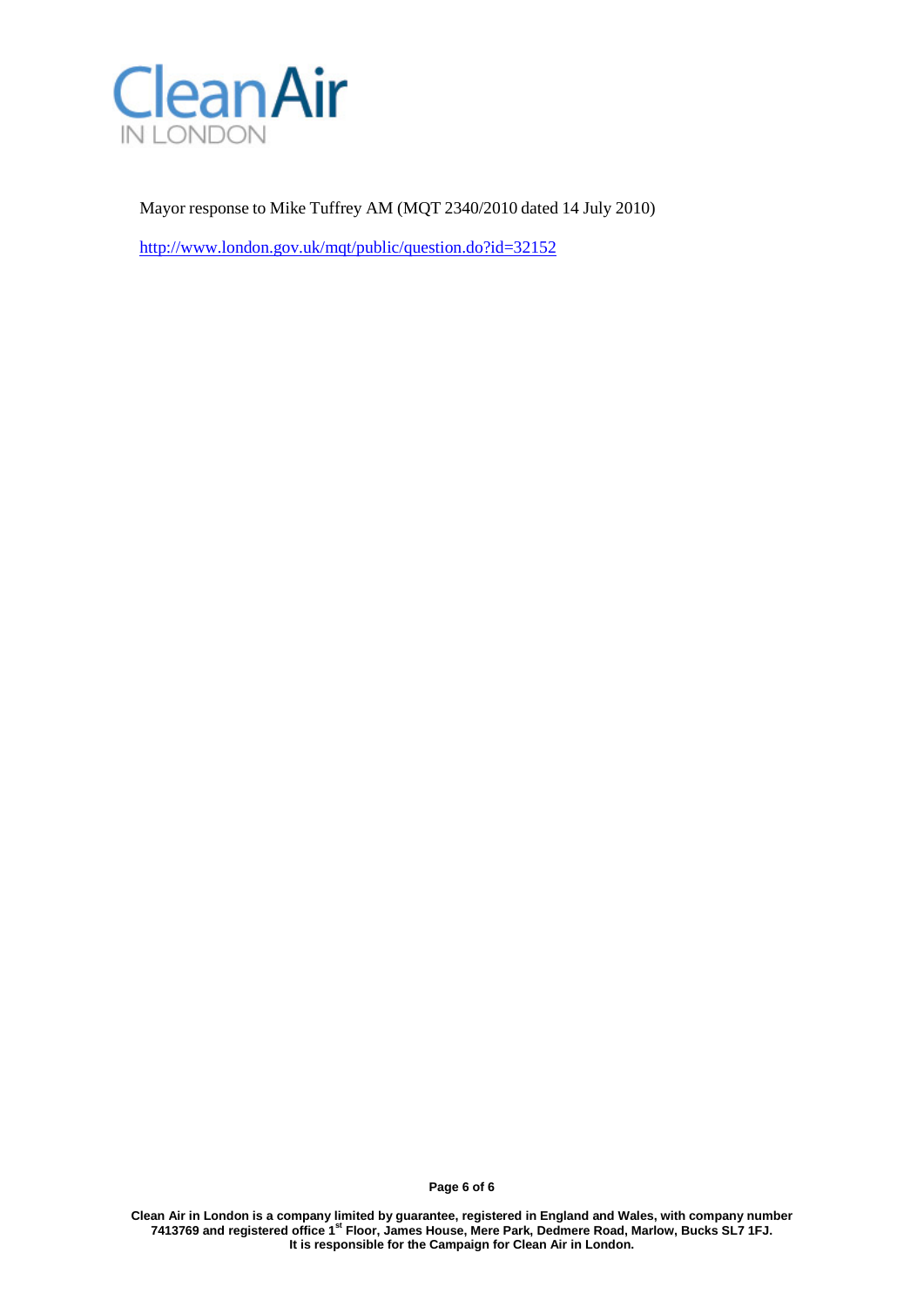Mayor response to Mike Tuffrey AM (MQT 2340/2010 dated 14 July 2010)

http://www.london.gov.uk/mqt/public/question.do?id=32152